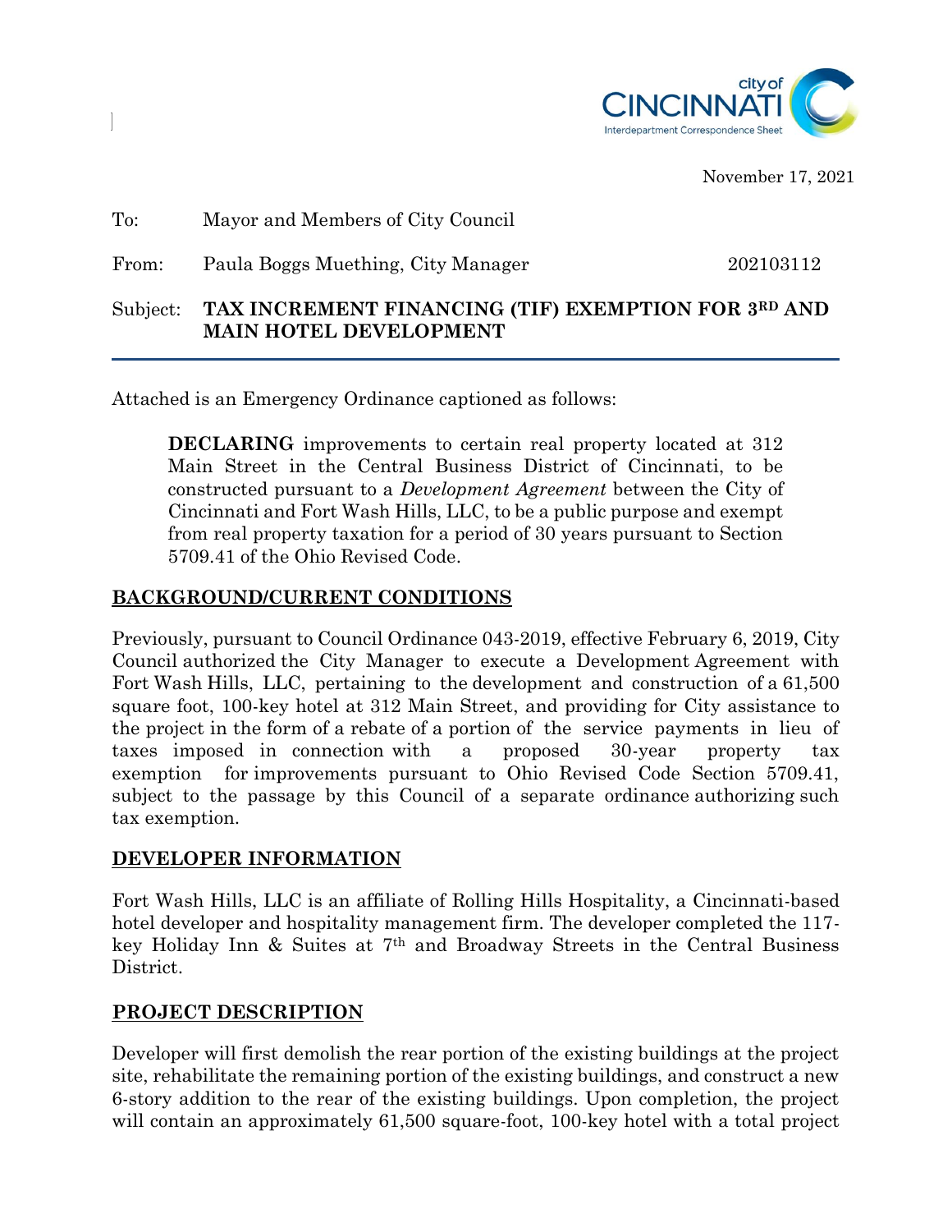November 17, 2021

To: Mayor and Members of City Council

From: Paula Boggs Muething, City Manager 202103112

Subject: **TAX INCREMENT FINANCING (TIF) EXEMPTION FOR 3RD AND MAIN HOTEL DEVELOPMENT**

Attached is an Emergency Ordinance captioned as follows:

> **DECLARING** improvements to certain real property located at 312 Main Street in the Central Business District of Cincinnati, to be constructed pursuant to a *Development Agreement* between the City of Cincinnati and Fort Wash Hills, LLC, to be a public purpose and exempt from real property taxation for a period of 30 years pursuant to Section 5709.41 of the Ohio Revised Code.

## BACKGROUND/CURRENT CONDITIONS

Previously, pursuant to Council Ordinance 043-2019, effective February 6, 2019, City Council authorized the City Manager to execute a Development Agreement with Fort Wash Hills, LLC, pertaining to the development and construction of a 61,500 square foot, 100-key hotel at 312 Main Street, and providing for City assistance to the project in the form of a rebate of a portion of the service payments in lieu of taxes imposed in connection with a proposed 30-year property tax exemption for improvements pursuant to Ohio Revised Code Section 5709.41, subject to the passage by this Council of a separate ordinance authorizing such tax exemption.

## DEVELOPER INFORMATION

Fort Wash Hills, LLC is an affiliate of Rolling Hills Hospitality, a Cincinnati-based hotel developer and hospitality management firm. The developer completed the 117-key Holiday Inn & Suites at 7th and Broadway Streets in the Central Business District.

## PROJECT DESCRIPTION

Developer will first demolish the rear portion of the existing buildings at the project site, rehabilitate the remaining portion of the existing buildings, and construct a new 6-story addition to the rear of the existing buildings. Upon completion, the project will contain an approximately 61,500 square-foot, 100-key hotel with a total project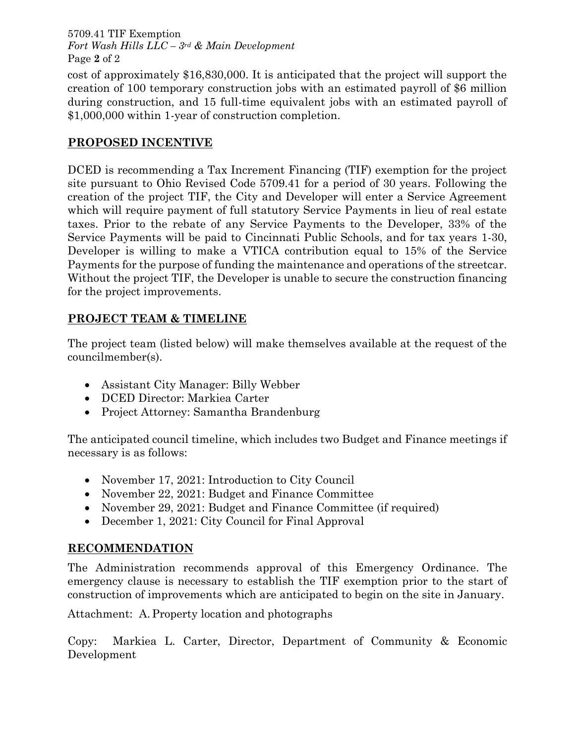cost of approximately $16,830,000. It is anticipated that the project will support the creation of 100 temporary construction jobs with an estimated payroll of $6 million during construction, and 15 full-time equivalent jobs with an estimated payroll of $1,000,000 within 1-year of construction completion.

## PROPOSED INCENTIVE

DCED is recommending a Tax Increment Financing (TIF) exemption for the project site pursuant to Ohio Revised Code 5709.41 for a period of 30 years. Following the creation of the project TIF, the City and Developer will enter a Service Agreement which will require payment of full statutory Service Payments in lieu of real estate taxes. Prior to the rebate of any Service Payments to the Developer, 33% of the Service Payments will be paid to Cincinnati Public Schools, and for tax years 1-30, Developer is willing to make a VTICA contribution equal to 15% of the Service Payments for the purpose of funding the maintenance and operations of the streetcar. Without the project TIF, the Developer is unable to secure the construction financing for the project improvements.

## PROJECT TEAM & TIMELINE

The project team (listed below) will make themselves available at the request of the councilmember(s).

- Assistant City Manager: Billy Webber
- DCED Director: Markiea Carter
- Project Attorney: Samantha Brandenburg

The anticipated council timeline, which includes two Budget and Finance meetings if necessary is as follows:

- November 17, 2021: Introduction to City Council
- November 22, 2021: Budget and Finance Committee
- November 29, 2021: Budget and Finance Committee (if required)
- December 1, 2021: City Council for Final Approval

## RECOMMENDATION

The Administration recommends approval of this Emergency Ordinance. The emergency clause is necessary to establish the TIF exemption prior to the start of construction of improvements which are anticipated to begin on the site in January.

Attachment: A. Property location and photographs

Copy: Markiea L. Carter, Director, Department of Community & Economic Development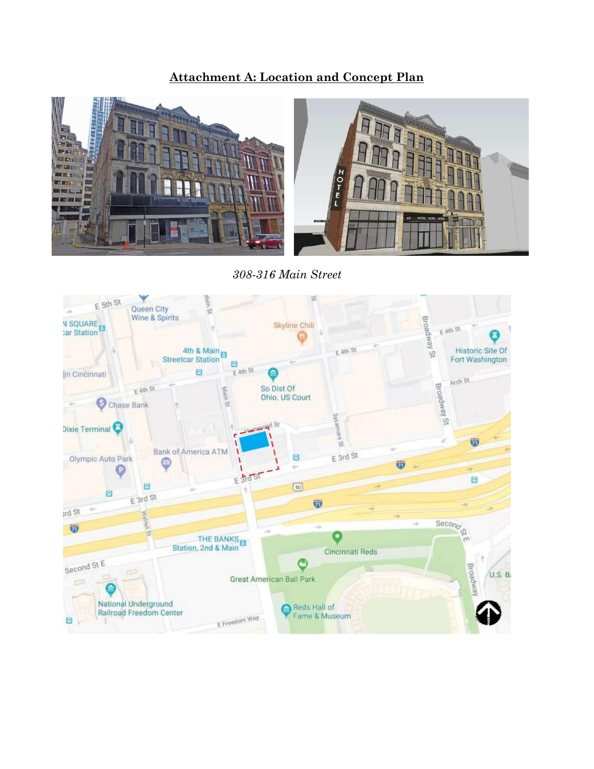## Attachment A: Location and Concept Plan

*308-316 Main Street*